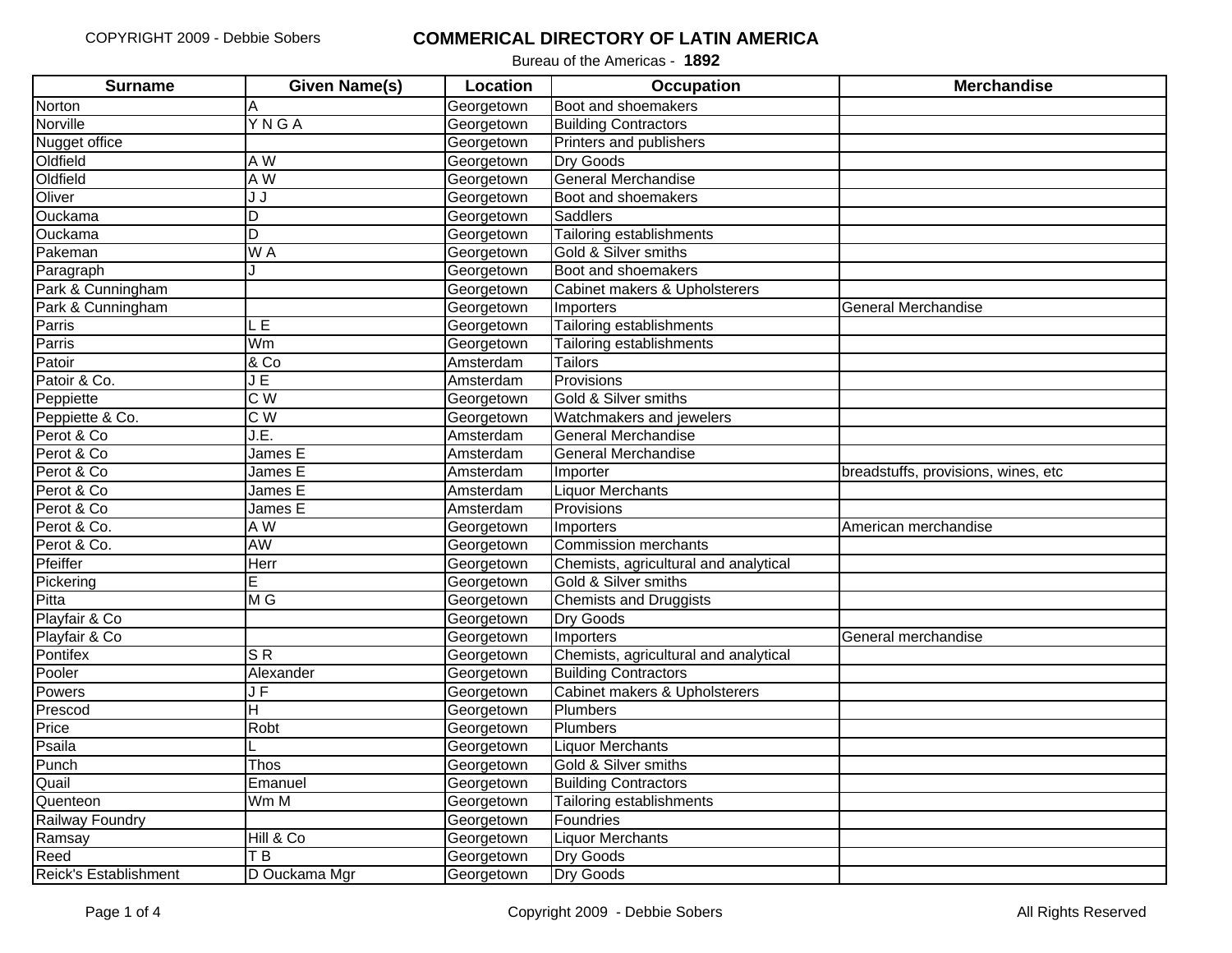# COMMERICAL DIRECTORY OF LATIN AMERICA

Bureau of the Americas - **1892**

| Surname | Given Name(s) | Location | Occupation | Merchandise |
|---|---|---|---|---|
| Norton | A | Georgetown | Boot and shoemakers | |
| Norville | Y N G A | Georgetown | Building Contractors | |
| Nugget office | | Georgetown | Printers and publishers | |
| Oldfield | A W | Georgetown | Dry Goods | |
| Oldfield | A W | Georgetown | General Merchandise | |
| Oliver | J J | Georgetown | Boot and shoemakers | |
| Ouckama | D | Georgetown | Saddlers | |
| Ouckama | D | Georgetown | Tailoring establishments | |
| Pakeman | W A | Georgetown | Gold & Silver smiths | |
| Paragraph | J | Georgetown | Boot and shoemakers | |
| Park & Cunningham | | Georgetown | Cabinet makers & Upholsterers | |
| Park & Cunningham | | Georgetown | Importers | General Merchandise |
| Parris | L E | Georgetown | Tailoring establishments | |
| Parris | Wm | Georgetown | Tailoring establishments | |
| Patoir | & Co | Amsterdam | Tailors | |
| Patoir & Co. | J E | Amsterdam | Provisions | |
| Peppiette | C W | Georgetown | Gold & Silver smiths | |
| Peppiette & Co. | C W | Georgetown | Watchmakers and jewelers | |
| Perot & Co | J.E. | Amsterdam | General Merchandise | |
| Perot & Co | James E | Amsterdam | General Merchandise | |
| Perot & Co | James E | Amsterdam | Importer | breadstuffs, provisions, wines, etc |
| Perot & Co | James E | Amsterdam | Liquor Merchants | |
| Perot & Co | James E | Amsterdam | Provisions | |
| Perot & Co. | A W | Georgetown | Importers | American merchandise |
| Perot & Co. | AW | Georgetown | Commission merchants | |
| Pfeiffer | Herr | Georgetown | Chemists, agricultural and analytical | |
| Pickering | E | Georgetown | Gold & Silver smiths | |
| Pitta | M G | Georgetown | Chemists and Druggists | |
| Playfair & Co | | Georgetown | Dry Goods | |
| Playfair & Co | | Georgetown | Importers | General merchandise |
| Pontifex | S R | Georgetown | Chemists, agricultural and analytical | |
| Pooler | Alexander | Georgetown | Building Contractors | |
| Powers | J F | Georgetown | Cabinet makers & Upholsterers | |
| Prescod | H | Georgetown | Plumbers | |
| Price | Robt | Georgetown | Plumbers | |
| Psaila | L | Georgetown | Liquor Merchants | |
| Punch | Thos | Georgetown | Gold & Silver smiths | |
| Quail | Emanuel | Georgetown | Building Contractors | |
| Quenteon | Wm M | Georgetown | Tailoring establishments | |
| Railway Foundry | | Georgetown | Foundries | |
| Ramsay | Hill & Co | Georgetown | Liquor Merchants | |
| Reed | T B | Georgetown | Dry Goods | |
| Reick's Establishment | D Ouckama Mgr | Georgetown | Dry Goods | |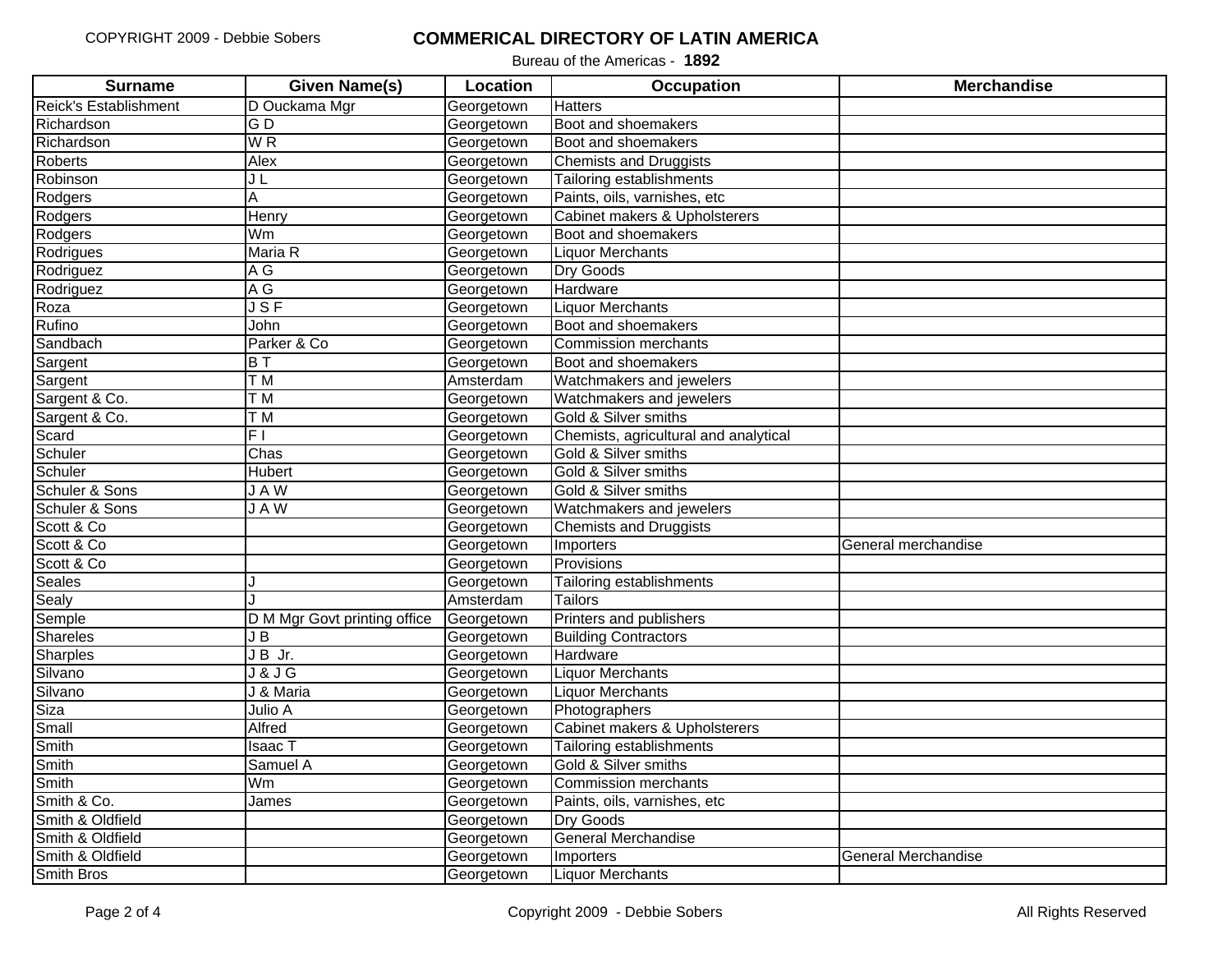# COMMERICAL DIRECTORY OF LATIN AMERICA

Bureau of the Americas - **1892**

| Surname | Given Name(s) | Location | Occupation | Merchandise |
|---|---|---|---|---|
| Reick's Establishment | D Ouckama Mgr | Georgetown | Hatters | |
| Richardson | G D | Georgetown | Boot and shoemakers | |
| Richardson | W R | Georgetown | Boot and shoemakers | |
| Roberts | Alex | Georgetown | Chemists and Druggists | |
| Robinson | J L | Georgetown | Tailoring establishments | |
| Rodgers | A | Georgetown | Paints, oils, varnishes, etc | |
| Rodgers | Henry | Georgetown | Cabinet makers & Upholsterers | |
| Rodgers | Wm | Georgetown | Boot and shoemakers | |
| Rodrigues | Maria R | Georgetown | Liquor Merchants | |
| Rodriguez | A G | Georgetown | Dry Goods | |
| Rodriguez | A G | Georgetown | Hardware | |
| Roza | J S F | Georgetown | Liquor Merchants | |
| Rufino | John | Georgetown | Boot and shoemakers | |
| Sandbach | Parker & Co | Georgetown | Commission merchants | |
| Sargent | B T | Georgetown | Boot and shoemakers | |
| Sargent | T M | Amsterdam | Watchmakers and jewelers | |
| Sargent & Co. | T M | Georgetown | Watchmakers and jewelers | |
| Sargent & Co. | T M | Georgetown | Gold & Silver smiths | |
| Scard | F I | Georgetown | Chemists, agricultural and analytical | |
| Schuler | Chas | Georgetown | Gold & Silver smiths | |
| Schuler | Hubert | Georgetown | Gold & Silver smiths | |
| Schuler & Sons | J A W | Georgetown | Gold & Silver smiths | |
| Schuler & Sons | J A W | Georgetown | Watchmakers and jewelers | |
| Scott & Co | | Georgetown | Chemists and Druggists | |
| Scott & Co | | Georgetown | Importers | General merchandise |
| Scott & Co | | Georgetown | Provisions | |
| Seales | J | Georgetown | Tailoring establishments | |
| Sealy | J | Amsterdam | Tailors | |
| Semple | D M Mgr Govt printing office | Georgetown | Printers and publishers | |
| Shareles | J B | Georgetown | Building Contractors | |
| Sharples | J B Jr. | Georgetown | Hardware | |
| Silvano | J & J G | Georgetown | Liquor Merchants | |
| Silvano | J & Maria | Georgetown | Liquor Merchants | |
| Siza | Julio A | Georgetown | Photographers | |
| Small | Alfred | Georgetown | Cabinet makers & Upholsterers | |
| Smith | Isaac T | Georgetown | Tailoring establishments | |
| Smith | Samuel A | Georgetown | Gold & Silver smiths | |
| Smith | Wm | Georgetown | Commission merchants | |
| Smith & Co. | James | Georgetown | Paints, oils, varnishes, etc | |
| Smith & Oldfield | | Georgetown | Dry Goods | |
| Smith & Oldfield | | Georgetown | General Merchandise | |
| Smith & Oldfield | | Georgetown | Importers | General Merchandise |
| Smith Bros | | Georgetown | Liquor Merchants | |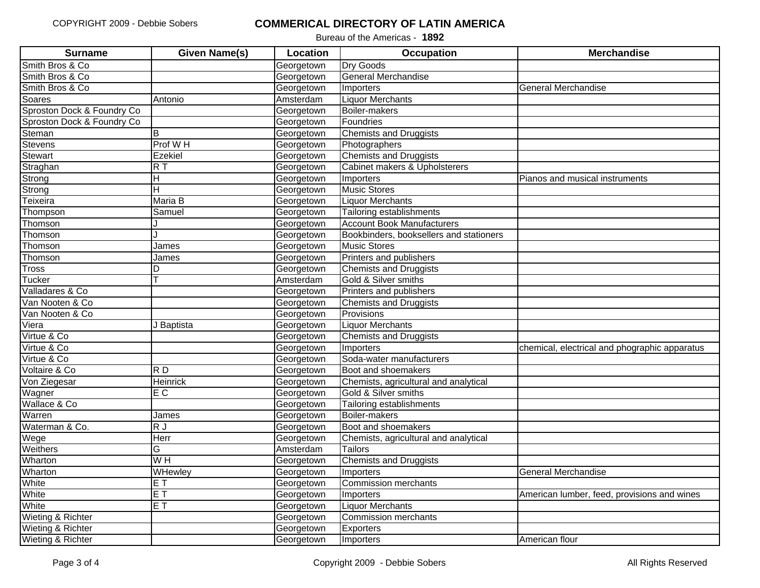# COMMERICAL DIRECTORY OF LATIN AMERICA

Bureau of the Americas - **1892**

| Surname | Given Name(s) | Location | Occupation | Merchandise |
|---|---|---|---|---|
| Smith Bros & Co | | Georgetown | Dry Goods | |
| Smith Bros & Co | | Georgetown | General Merchandise | |
| Smith Bros & Co | | Georgetown | Importers | General Merchandise |
| Soares | Antonio | Amsterdam | Liquor Merchants | |
| Sproston Dock & Foundry Co | | Georgetown | Boiler-makers | |
| Sproston Dock & Foundry Co | | Georgetown | Foundries | |
| Steman | B | Georgetown | Chemists and Druggists | |
| Stevens | Prof W H | Georgetown | Photographers | |
| Stewart | Ezekiel | Georgetown | Chemists and Druggists | |
| Straghan | R T | Georgetown | Cabinet makers & Upholsterers | |
| Strong | H | Georgetown | Importers | Pianos and musical instruments |
| Strong | H | Georgetown | Music Stores | |
| Teixeira | Maria B | Georgetown | Liquor Merchants | |
| Thompson | Samuel | Georgetown | Tailoring establishments | |
| Thomson | J | Georgetown | Account Book Manufacturers | |
| Thomson | J | Georgetown | Bookbinders, booksellers and stationers | |
| Thomson | James | Georgetown | Music Stores | |
| Thomson | James | Georgetown | Printers and publishers | |
| Tross | D | Georgetown | Chemists and Druggists | |
| Tucker | T | Amsterdam | Gold & Silver smiths | |
| Valladares & Co | | Georgetown | Printers and publishers | |
| Van Nooten & Co | | Georgetown | Chemists and Druggists | |
| Van Nooten & Co | | Georgetown | Provisions | |
| Viera | J Baptista | Georgetown | Liquor Merchants | |
| Virtue & Co | | Georgetown | Chemists and Druggists | |
| Virtue & Co | | Georgetown | Importers | chemical, electrical and phographic apparatus |
| Virtue & Co | | Georgetown | Soda-water manufacturers | |
| Voltaire & Co | R D | Georgetown | Boot and shoemakers | |
| Von Ziegesar | Heinrick | Georgetown | Chemists, agricultural and analytical | |
| Wagner | E C | Georgetown | Gold & Silver smiths | |
| Wallace & Co | | Georgetown | Tailoring establishments | |
| Warren | James | Georgetown | Boiler-makers | |
| Waterman & Co. | R J | Georgetown | Boot and shoemakers | |
| Wege | Herr | Georgetown | Chemists, agricultural and analytical | |
| Weithers | G | Amsterdam | Tailors | |
| Wharton | W H | Georgetown | Chemists and Druggists | |
| Wharton | WHewley | Georgetown | Importers | General Merchandise |
| White | E T | Georgetown | Commission merchants | |
| White | E T | Georgetown | Importers | American lumber, feed, provisions and wines |
| White | E T | Georgetown | Liquor Merchants | |
| Wieting & Richter | | Georgetown | Commission merchants | |
| Wieting & Richter | | Georgetown | Exporters | |
| Wieting & Richter | | Georgetown | Importers | American flour |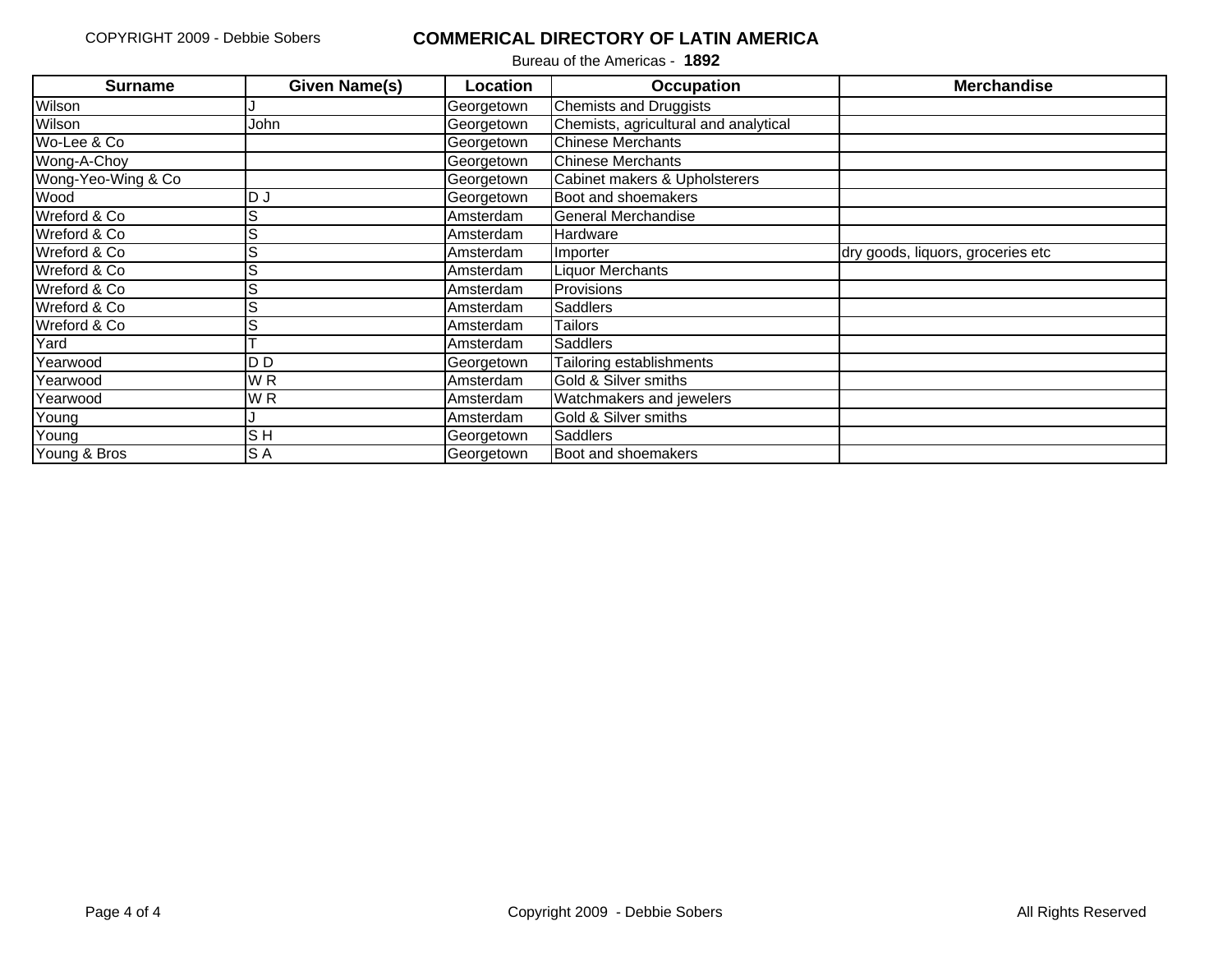# COMMERICAL DIRECTORY OF LATIN AMERICA

Bureau of the Americas - **1892**

| Surname | Given Name(s) | Location | Occupation | Merchandise |
| --- | --- | --- | --- | --- |
| Wilson | J | Georgetown | Chemists and Druggists | |
| Wilson | John | Georgetown | Chemists, agricultural and analytical | |
| Wo-Lee & Co | | Georgetown | Chinese Merchants | |
| Wong-A-Choy | | Georgetown | Chinese Merchants | |
| Wong-Yeo-Wing & Co | | Georgetown | Cabinet makers & Upholsterers | |
| Wood | D J | Georgetown | Boot and shoemakers | |
| Wreford & Co | S | Amsterdam | General Merchandise | |
| Wreford & Co | S | Amsterdam | Hardware | |
| Wreford & Co | S | Amsterdam | Importer | dry goods, liquors, groceries etc |
| Wreford & Co | S | Amsterdam | Liquor Merchants | |
| Wreford & Co | S | Amsterdam | Provisions | |
| Wreford & Co | S | Amsterdam | Saddlers | |
| Wreford & Co | S | Amsterdam | Tailors | |
| Yard | T | Amsterdam | Saddlers | |
| Yearwood | D D | Georgetown | Tailoring establishments | |
| Yearwood | W R | Amsterdam | Gold & Silver smiths | |
| Yearwood | W R | Amsterdam | Watchmakers and jewelers | |
| Young | J | Amsterdam | Gold & Silver smiths | |
| Young | S H | Georgetown | Saddlers | |
| Young & Bros | S A | Georgetown | Boot and shoemakers | |